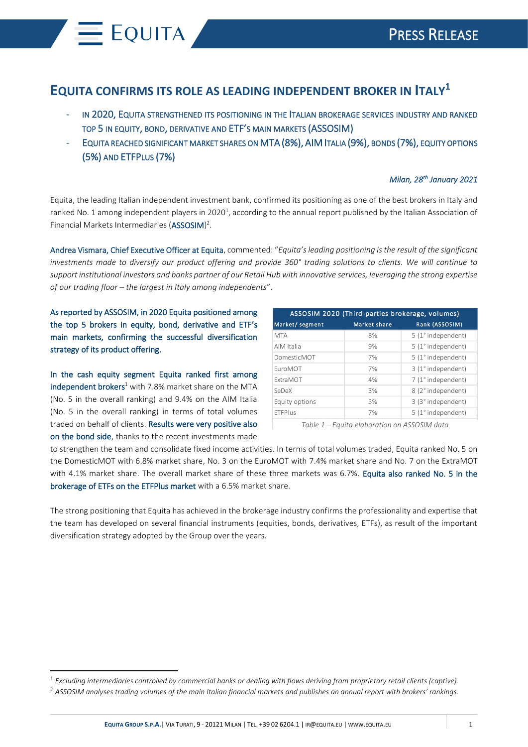# EQUITA CONFIRMS ITS ROLE AS LEADING INDEPENDENT BROKER IN ITALY[1]

- IN 2020, EQUITA STRENGTHENED ITS POSITIONING IN THE ITALIAN BROKERAGE SERVICES INDUSTRY AND RANKED TOP 5 IN EQUITY, BOND, DERIVATIVE AND ETF'S MAIN MARKETS (ASSOSIM)
- EQUITA REACHED SIGNIFICANT MARKET SHARES ON MTA (8%), AIM ITALIA (9%), BONDS (7%), EQUITY OPTIONS (5%) AND ETFPLUS (7%)

*Milan, 28th January 2021*

Equita, the leading Italian independent investment bank, confirmed its positioning as one of the best brokers in Italy and ranked No. 1 among independent players in 2020[1], according to the annual report published by the Italian Association of Financial Markets Intermediaries (ASSOSIM)[2].

Andrea Vismara, Chief Executive Officer at Equita, commented: "*Equita's leading positioning is the result of the significant investments made to diversify our product offering and provide 360° trading solutions to clients. We will continue to support institutional investors and banks partner of our Retail Hub with innovative services, leveraging the strong expertise of our trading floor – the largest in Italy among independents*".

As reported by ASSOSIM, in 2020 Equita positioned among the top 5 brokers in equity, bond, derivative and ETF's main markets, confirming the successful diversification strategy of its product offering.

| ASSOSIM 2020 (Third-parties brokerage, volumes) | | |
|---|---|---|
| Market/ segment | Market share | Rank (ASSOSIM) |
| MTA | 8% | 5 (1° independent) |
| AIM Italia | 9% | 5 (1° independent) |
| DomesticMOT | 7% | 5 (1° independent) |
| EuroMOT | 7% | 3 (1° independent) |
| ExtraMOT | 4% | 7 (1° independent) |
| SeDeX | 3% | 8 (2° independent) |
| Equity options | 5% | 3 (3° independent) |
| ETFPlus | 7% | 5 (1° independent) |

*Table 1 – Equita elaboration on ASSOSIM data*

In the cash equity segment Equita ranked first among independent brokers[1] with 7.8% market share on the MTA (No. 5 in the overall ranking) and 9.4% on the AIM Italia (No. 5 in the overall ranking) in terms of total volumes traded on behalf of clients. Results were very positive also on the bond side, thanks to the recent investments made to strengthen the team and consolidate fixed income activities. In terms of total volumes traded, Equita ranked No. 5 on the DomesticMOT with 6.8% market share, No. 3 on the EuroMOT with 7.4% market share and No. 7 on the ExtraMOT with 4.1% market share. The overall market share of these three markets was 6.7%. Equita also ranked No. 5 in the brokerage of ETFs on the ETFPlus market with a 6.5% market share.

The strong positioning that Equita has achieved in the brokerage industry confirms the professionality and expertise that the team has developed on several financial instruments (equities, bonds, derivatives, ETFs), as result of the important diversification strategy adopted by the Group over the years.

[1] *Excluding intermediaries controlled by commercial banks or dealing with flows deriving from proprietary retail clients (captive).*

[2] *ASSOSIM analyses trading volumes of the main Italian financial markets and publishes an annual report with brokers' rankings.*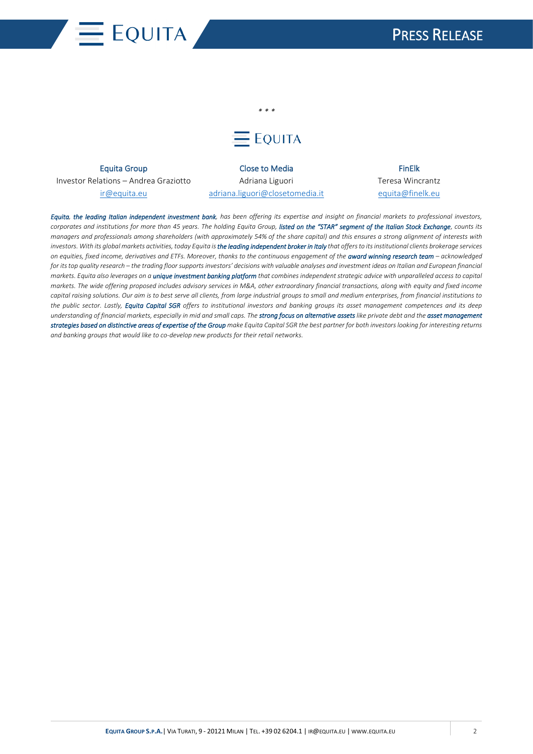\* \* \*

EQUITA

| Equita Group | Close to Media | FinElk |
|---|---|---|
| Investor Relations – Andrea Graziotto | Adriana Liguori | Teresa Wincrantz |
| ir@equita.eu | adriana.liguori@closetomedia.it | equita@finelk.eu |

*__Equita, the leading Italian independent investment bank__, has been offering its expertise and insight on financial markets to professional investors, corporates and institutions for more than 45 years. The holding Equita Group, __listed on the "STAR" segment of the Italian Stock Exchange__, counts its managers and professionals among shareholders (with approximately 54% of the share capital) and this ensures a strong alignment of interests with investors. With its global markets activities, today Equita is __the leading independent broker in Italy__ that offers to its institutional clients brokerage services on equities, fixed income, derivatives and ETFs. Moreover, thanks to the continuous engagement of the __award winning research team__ – acknowledged for its top quality research – the trading floor supports investors' decisions with valuable analyses and investment ideas on Italian and European financial markets. Equita also leverages on a __unique investment banking platform__ that combines independent strategic advice with unparalleled access to capital markets. The wide offering proposed includes advisory services in M&A, other extraordinary financial transactions, along with equity and fixed income capital raising solutions. Our aim is to best serve all clients, from large industrial groups to small and medium enterprises, from financial institutions to the public sector. Lastly, __Equita Capital SGR__ offers to institutional investors and banking groups its asset management competences and its deep understanding of financial markets, especially in mid and small caps. The __strong focus on alternative assets__ like private debt and the __asset management strategies based on distinctive areas of expertise of the Group__ make Equita Capital SGR the best partner for both investors looking for interesting returns and banking groups that would like to co-develop new products for their retail networks.*